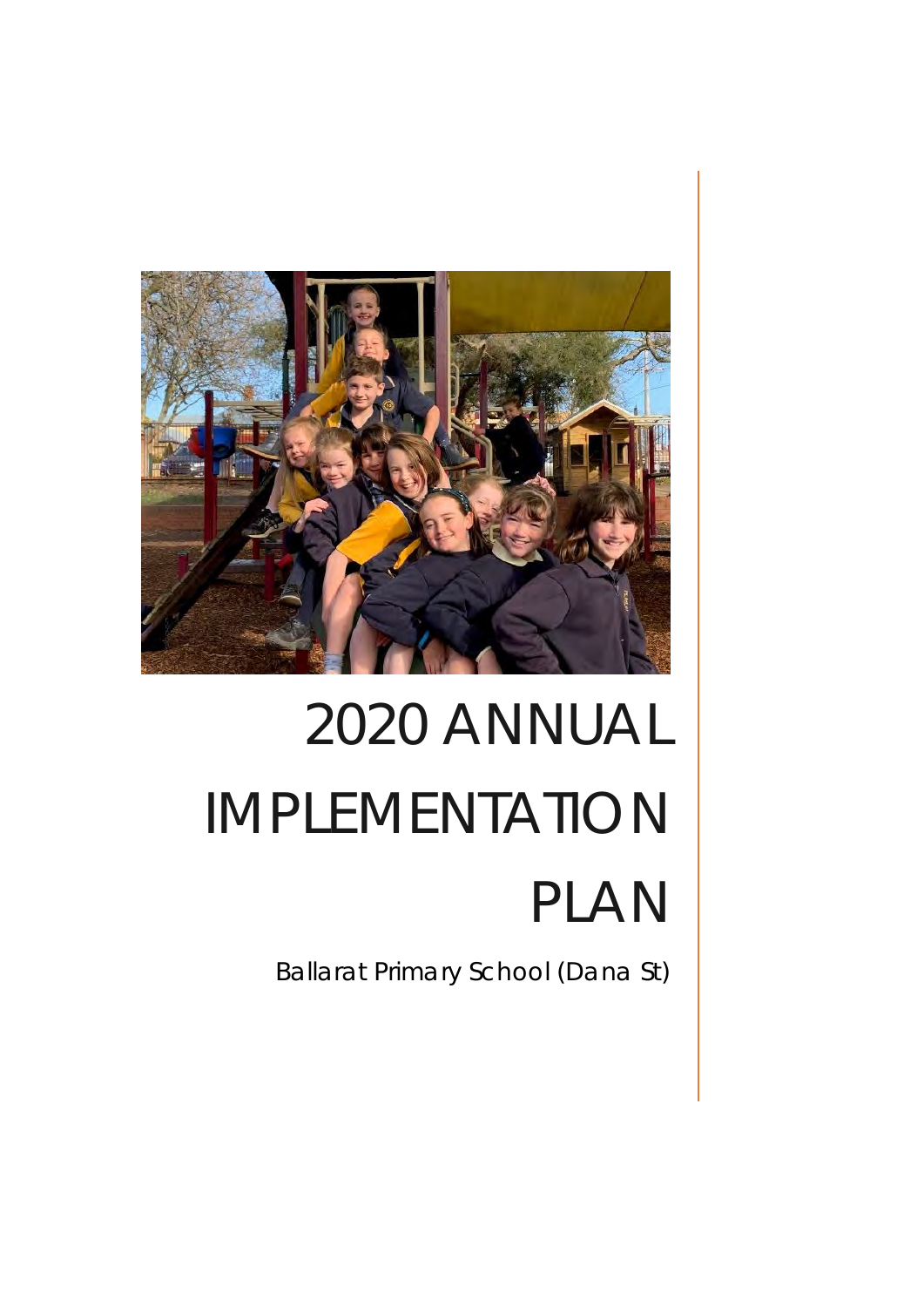# 2020 ANNUAL IMPLEMENTATION PLAN

Ballarat Primary School (Dana St)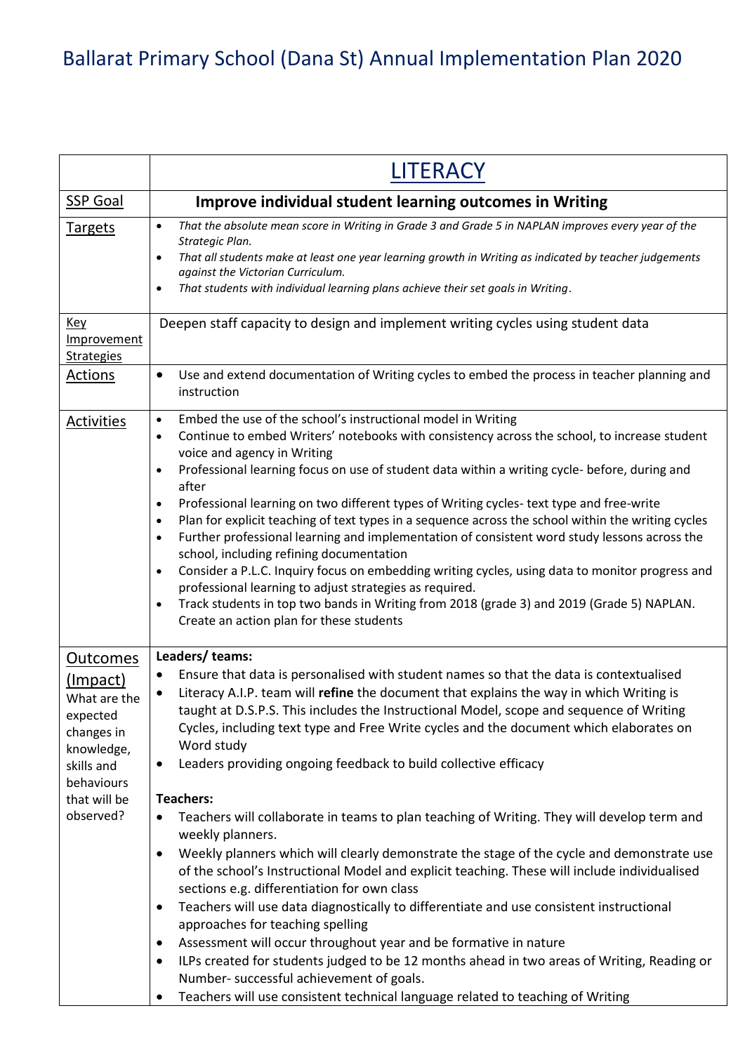# Ballarat Primary School (Dana St) Annual Implementation Plan 2020

| | LITERACY |
|---|---|
| SSP Goal | **Improve individual student learning outcomes in Writing** |
| Targets | • *That the absolute mean score in Writing in Grade 3 and Grade 5 in NAPLAN improves every year of the Strategic Plan.*<br>• *That all students make at least one year learning growth in Writing as indicated by teacher judgements against the Victorian Curriculum.*<br>• *That students with individual learning plans achieve their set goals in Writing*. |
| Key Improvement Strategies | Deepen staff capacity to design and implement writing cycles using student data |
| Actions | • Use and extend documentation of Writing cycles to embed the process in teacher planning and instruction |
| Activities | • Embed the use of the school's instructional model in Writing<br>• Continue to embed Writers' notebooks with consistency across the school, to increase student voice and agency in Writing<br>• Professional learning focus on use of student data within a writing cycle- before, during and after<br>• Professional learning on two different types of Writing cycles- text type and free-write<br>• Plan for explicit teaching of text types in a sequence across the school within the writing cycles<br>• Further professional learning and implementation of consistent word study lessons across the school, including refining documentation<br>• Consider a P.L.C. Inquiry focus on embedding writing cycles, using data to monitor progress and professional learning to adjust strategies as required.<br>• Track students in top two bands in Writing from 2018 (grade 3) and 2019 (Grade 5) NAPLAN. Create an action plan for these students |
| Outcomes (Impact)<br>What are the expected changes in knowledge, skills and behaviours that will be observed? | **Leaders/ teams:**<br>• Ensure that data is personalised with student names so that the data is contextualised<br>• Literacy A.I.P. team will **refine** the document that explains the way in which Writing is taught at D.S.P.S. This includes the Instructional Model, scope and sequence of Writing Cycles, including text type and Free Write cycles and the document which elaborates on Word study<br>• Leaders providing ongoing feedback to build collective efficacy<br><br>**Teachers:**<br>• Teachers will collaborate in teams to plan teaching of Writing. They will develop term and weekly planners.<br>• Weekly planners which will clearly demonstrate the stage of the cycle and demonstrate use of the school's Instructional Model and explicit teaching. These will include individualised sections e.g. differentiation for own class<br>• Teachers will use data diagnostically to differentiate and use consistent instructional approaches for teaching spelling<br>• Assessment will occur throughout year and be formative in nature<br>• ILPs created for students judged to be 12 months ahead in two areas of Writing, Reading or Number- successful achievement of goals.<br>• Teachers will use consistent technical language related to teaching of Writing |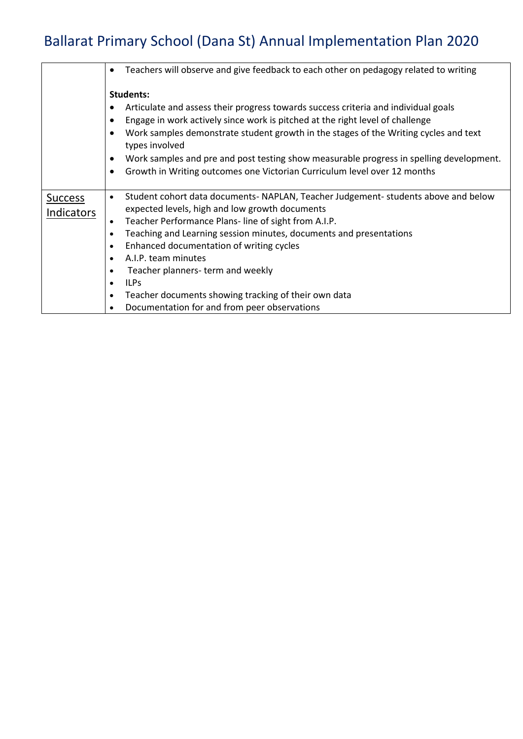# Ballarat Primary School (Dana St) Annual Implementation Plan 2020

| | |
|---|---|
| | • Teachers will observe and give feedback to each other on pedagogy related to writing<br><br>**Students:**<br>• Articulate and assess their progress towards success criteria and individual goals<br>• Engage in work actively since work is pitched at the right level of challenge<br>• Work samples demonstrate student growth in the stages of the Writing cycles and text types involved<br>• Work samples and pre and post testing show measurable progress in spelling development.<br>• Growth in Writing outcomes one Victorian Curriculum level over 12 months |
| <u>Success Indicators</u> | • Student cohort data documents- NAPLAN, Teacher Judgement- students above and below expected levels, high and low growth documents<br>• Teacher Performance Plans- line of sight from A.I.P.<br>• Teaching and Learning session minutes, documents and presentations<br>• Enhanced documentation of writing cycles<br>• A.I.P. team minutes<br>• Teacher planners- term and weekly<br>• ILPs<br>• Teacher documents showing tracking of their own data<br>• Documentation for and from peer observations |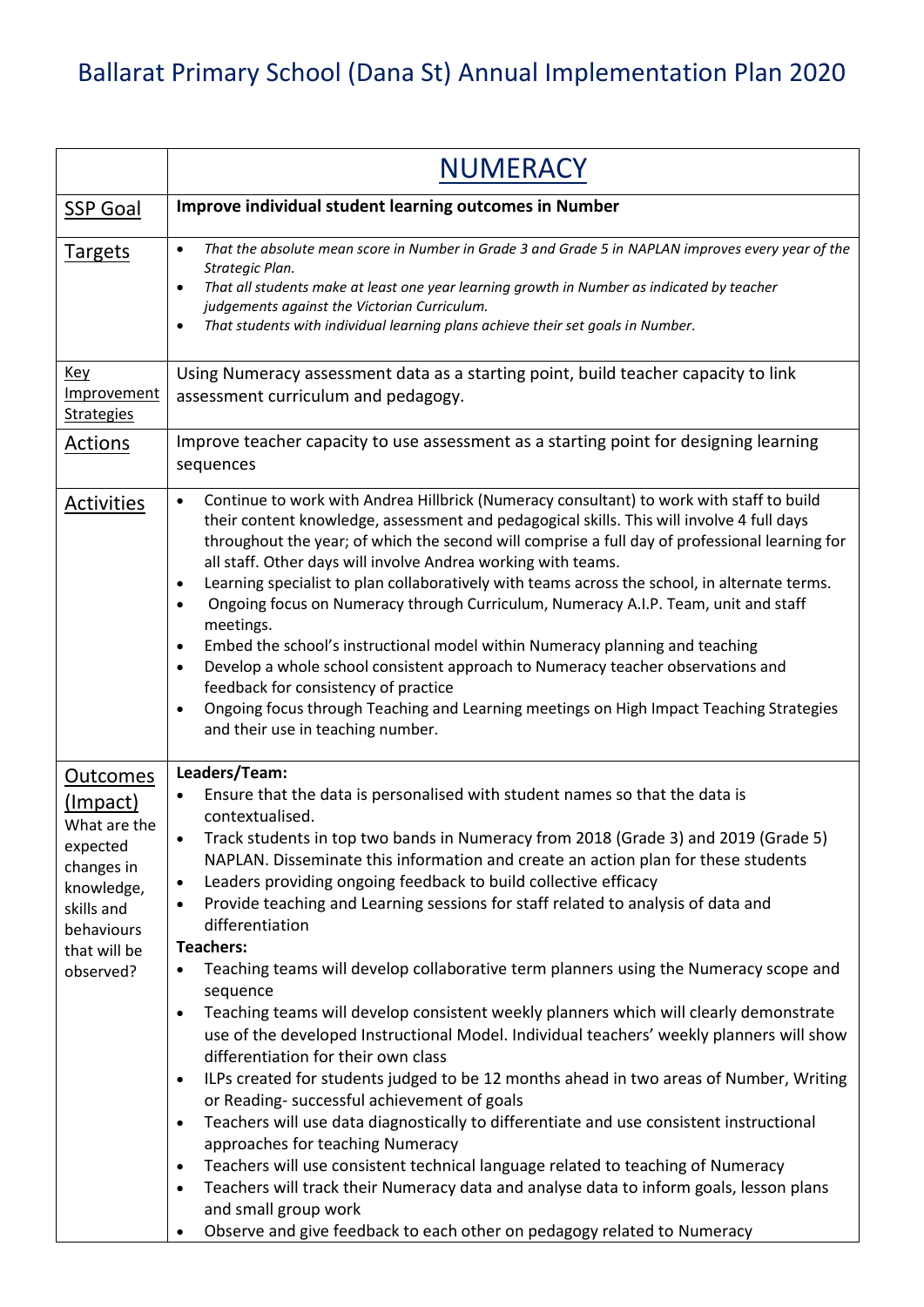# Ballarat Primary School (Dana St) Annual Implementation Plan 2020

| | NUMERACY |
|---|---|
| SSP Goal | **Improve individual student learning outcomes in Number** |
| Targets | • *That the absolute mean score in Number in Grade 3 and Grade 5 in NAPLAN improves every year of the Strategic Plan.*<br>• *That all students make at least one year learning growth in Number as indicated by teacher judgements against the Victorian Curriculum.*<br>• *That students with individual learning plans achieve their set goals in Number.* |
| Key Improvement Strategies | Using Numeracy assessment data as a starting point, build teacher capacity to link assessment curriculum and pedagogy. |
| Actions | Improve teacher capacity to use assessment as a starting point for designing learning sequences |
| Activities | • Continue to work with Andrea Hillbrick (Numeracy consultant) to work with staff to build their content knowledge, assessment and pedagogical skills. This will involve 4 full days throughout the year; of which the second will comprise a full day of professional learning for all staff. Other days will involve Andrea working with teams.<br>• Learning specialist to plan collaboratively with teams across the school, in alternate terms.<br>• Ongoing focus on Numeracy through Curriculum, Numeracy A.I.P. Team, unit and staff meetings.<br>• Embed the school's instructional model within Numeracy planning and teaching<br>• Develop a whole school consistent approach to Numeracy teacher observations and feedback for consistency of practice<br>• Ongoing focus through Teaching and Learning meetings on High Impact Teaching Strategies and their use in teaching number. |
| Outcomes (Impact) What are the expected changes in knowledge, skills and behaviours that will be observed? | **Leaders/Team:**<br>• Ensure that the data is personalised with student names so that the data is contextualised.<br>• Track students in top two bands in Numeracy from 2018 (Grade 3) and 2019 (Grade 5) NAPLAN. Disseminate this information and create an action plan for these students<br>• Leaders providing ongoing feedback to build collective efficacy<br>• Provide teaching and Learning sessions for staff related to analysis of data and differentiation<br>**Teachers:**<br>• Teaching teams will develop collaborative term planners using the Numeracy scope and sequence<br>• Teaching teams will develop consistent weekly planners which will clearly demonstrate use of the developed Instructional Model. Individual teachers' weekly planners will show differentiation for their own class<br>• ILPs created for students judged to be 12 months ahead in two areas of Number, Writing or Reading- successful achievement of goals<br>• Teachers will use data diagnostically to differentiate and use consistent instructional approaches for teaching Numeracy<br>• Teachers will use consistent technical language related to teaching of Numeracy<br>• Teachers will track their Numeracy data and analyse data to inform goals, lesson plans and small group work<br>• Observe and give feedback to each other on pedagogy related to Numeracy |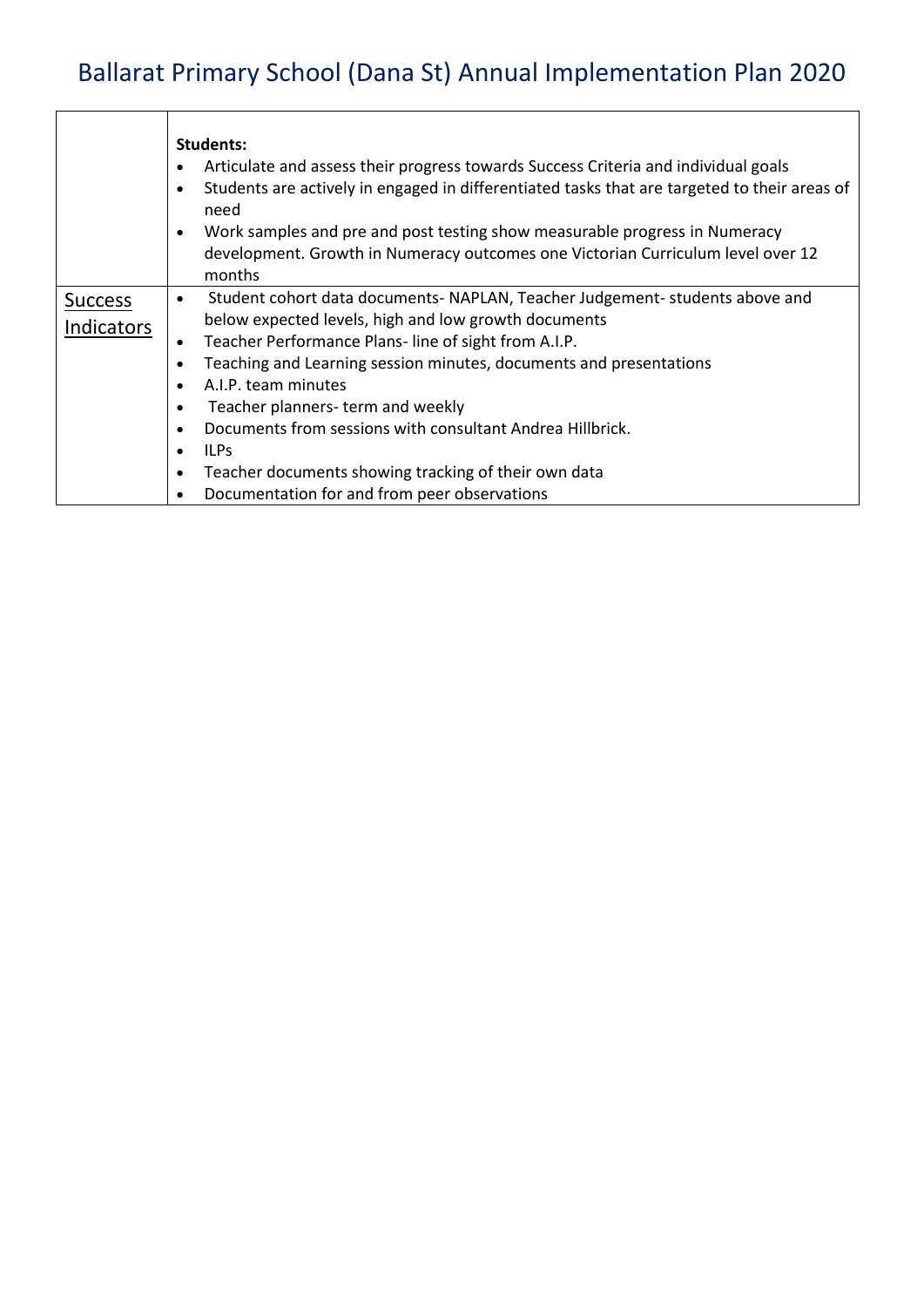# Ballarat Primary School (Dana St) Annual Implementation Plan 2020

| | |
|---|---|
| | **Students:**<br>• Articulate and assess their progress towards Success Criteria and individual goals<br>• Students are actively in engaged in differentiated tasks that are targeted to their areas of need<br>• Work samples and pre and post testing show measurable progress in Numeracy development. Growth in Numeracy outcomes one Victorian Curriculum level over 12 months |
| <u>Success Indicators</u> | • Student cohort data documents- NAPLAN, Teacher Judgement- students above and below expected levels, high and low growth documents<br>• Teacher Performance Plans- line of sight from A.I.P.<br>• Teaching and Learning session minutes, documents and presentations<br>• A.I.P. team minutes<br>• Teacher planners- term and weekly<br>• Documents from sessions with consultant Andrea Hillbrick.<br>• ILPs<br>• Teacher documents showing tracking of their own data<br>• Documentation for and from peer observations |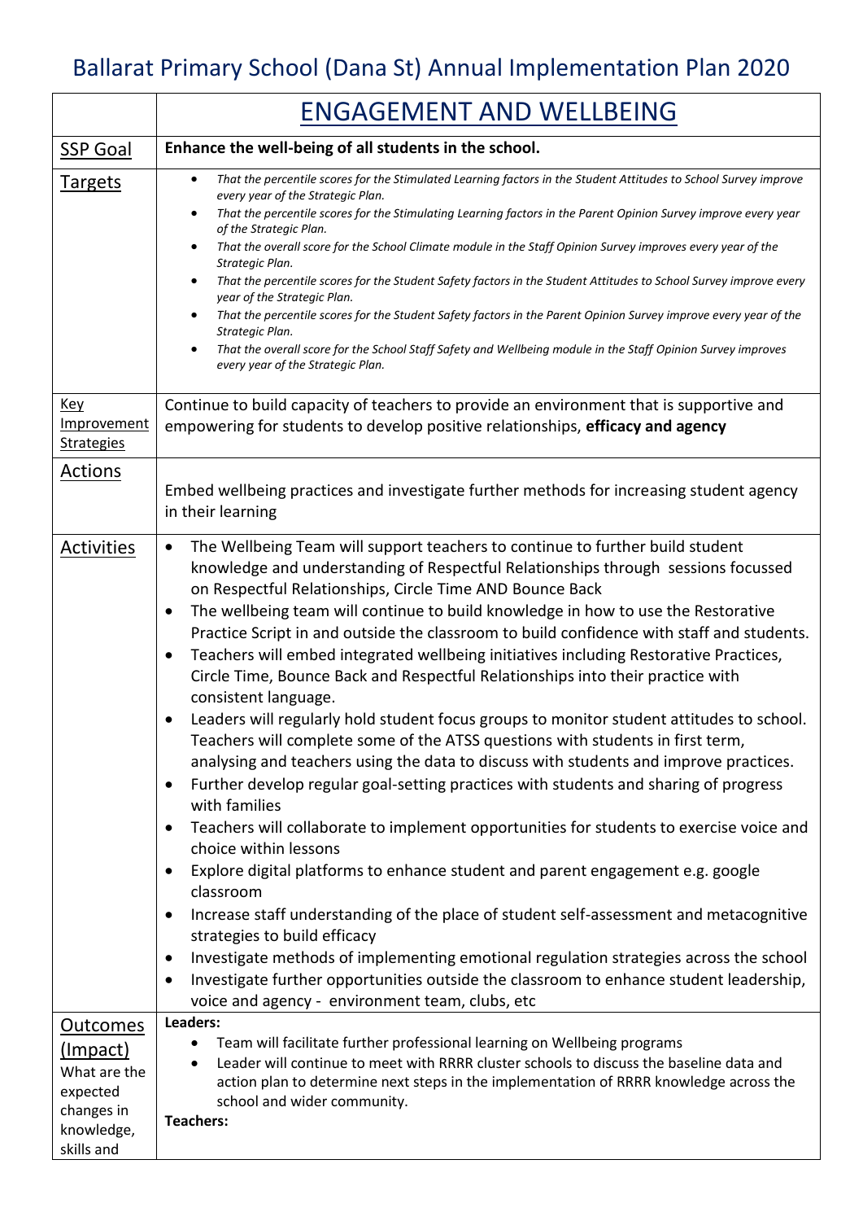# Ballarat Primary School (Dana St) Annual Implementation Plan 2020

| | ENGAGEMENT AND WELLBEING |
|---|---|
| SSP Goal | **Enhance the well-being of all students in the school.** |
| Targets | • *That the percentile scores for the Stimulated Learning factors in the Student Attitudes to School Survey improve every year of the Strategic Plan.*<br>• *That the percentile scores for the Stimulating Learning factors in the Parent Opinion Survey improve every year of the Strategic Plan.*<br>• *That the overall score for the School Climate module in the Staff Opinion Survey improves every year of the Strategic Plan.*<br>• *That the percentile scores for the Student Safety factors in the Student Attitudes to School Survey improve every year of the Strategic Plan.*<br>• *That the percentile scores for the Student Safety factors in the Parent Opinion Survey improve every year of the Strategic Plan.*<br>• *That the overall score for the School Staff Safety and Wellbeing module in the Staff Opinion Survey improves every year of the Strategic Plan.* |
| Key Improvement Strategies | Continue to build capacity of teachers to provide an environment that is supportive and empowering for students to develop positive relationships, **efficacy and agency** |
| Actions | Embed wellbeing practices and investigate further methods for increasing student agency in their learning |
| Activities | • The Wellbeing Team will support teachers to continue to further build student knowledge and understanding of Respectful Relationships through sessions focussed on Respectful Relationships, Circle Time AND Bounce Back<br>• The wellbeing team will continue to build knowledge in how to use the Restorative Practice Script in and outside the classroom to build confidence with staff and students.<br>• Teachers will embed integrated wellbeing initiatives including Restorative Practices, Circle Time, Bounce Back and Respectful Relationships into their practice with consistent language.<br>• Leaders will regularly hold student focus groups to monitor student attitudes to school. Teachers will complete some of the ATSS questions with students in first term, analysing and teachers using the data to discuss with students and improve practices.<br>• Further develop regular goal-setting practices with students and sharing of progress with families<br>• Teachers will collaborate to implement opportunities for students to exercise voice and choice within lessons<br>• Explore digital platforms to enhance student and parent engagement e.g. google classroom<br>• Increase staff understanding of the place of student self-assessment and metacognitive strategies to build efficacy<br>• Investigate methods of implementing emotional regulation strategies across the school<br>• Investigate further opportunities outside the classroom to enhance student leadership, voice and agency - environment team, clubs, etc |
| Outcomes (Impact)<br>What are the expected changes in knowledge, skills and | **Leaders:**<br>• Team will facilitate further professional learning on Wellbeing programs<br>• Leader will continue to meet with RRRR cluster schools to discuss the baseline data and action plan to determine next steps in the implementation of RRRR knowledge across the school and wider community.<br>**Teachers:** |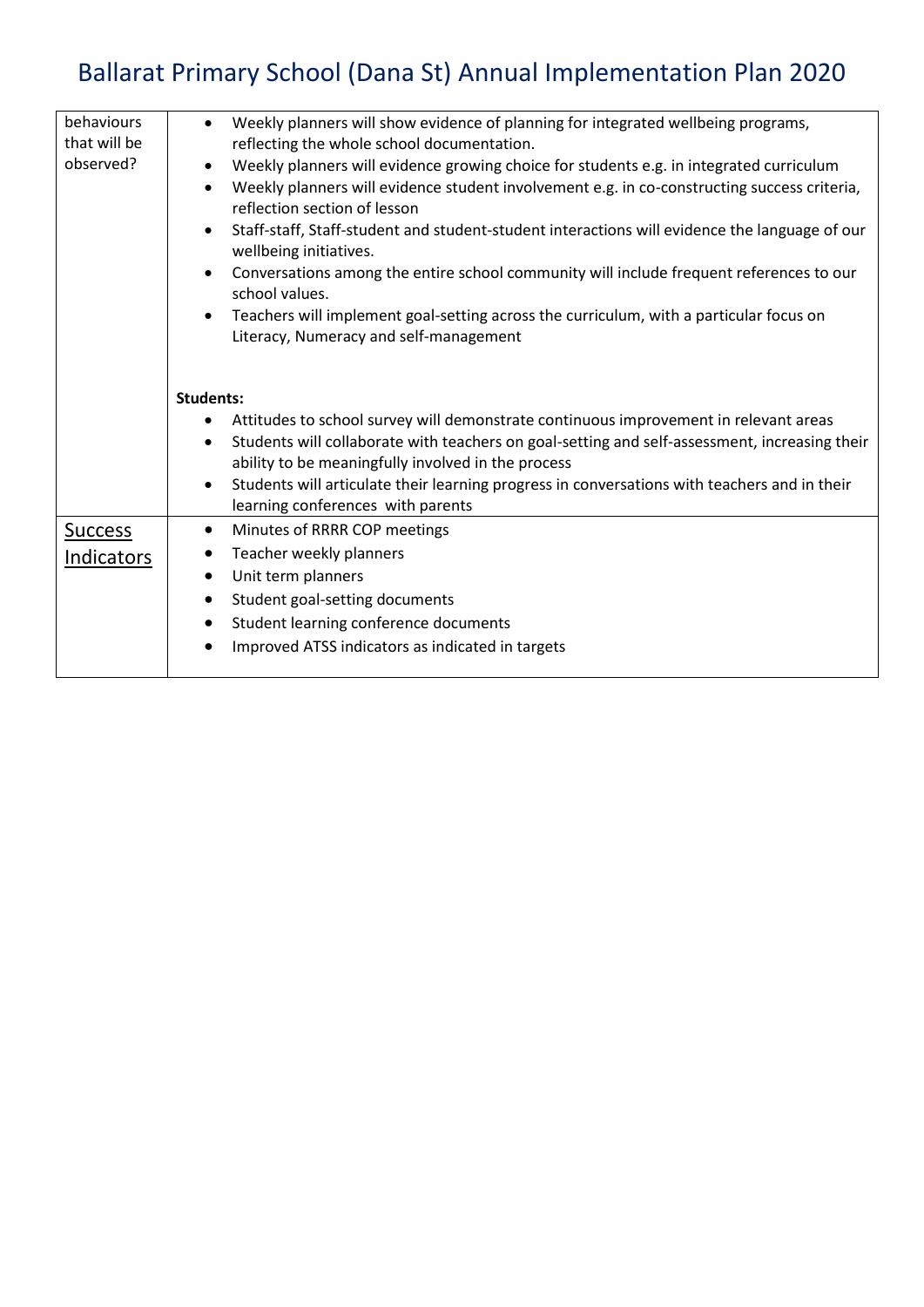# Ballarat Primary School (Dana St) Annual Implementation Plan 2020

| | |
|---|---|
| behaviours that will be observed? | • Weekly planners will show evidence of planning for integrated wellbeing programs, reflecting the whole school documentation.<br>• Weekly planners will evidence growing choice for students e.g. in integrated curriculum<br>• Weekly planners will evidence student involvement e.g. in co-constructing success criteria, reflection section of lesson<br>• Staff-staff, Staff-student and student-student interactions will evidence the language of our wellbeing initiatives.<br>• Conversations among the entire school community will include frequent references to our school values.<br>• Teachers will implement goal-setting across the curriculum, with a particular focus on Literacy, Numeracy and self-management<br><br>**Students:**<br>• Attitudes to school survey will demonstrate continuous improvement in relevant areas<br>• Students will collaborate with teachers on goal-setting and self-assessment, increasing their ability to be meaningfully involved in the process<br>• Students will articulate their learning progress in conversations with teachers and in their learning conferences with parents |
| Success Indicators | • Minutes of RRRR COP meetings<br>• Teacher weekly planners<br>• Unit term planners<br>• Student goal-setting documents<br>• Student learning conference documents<br>• Improved ATSS indicators as indicated in targets |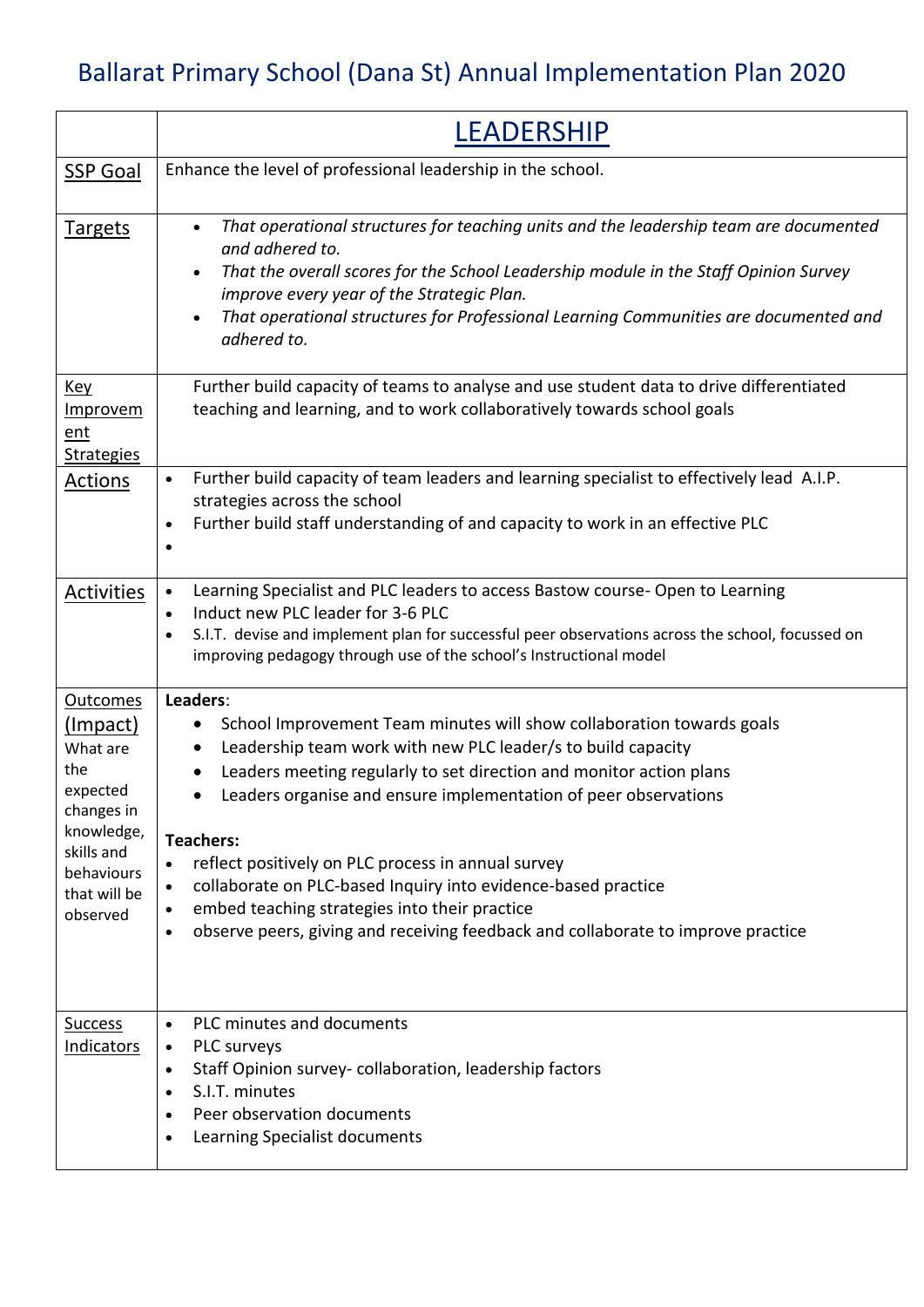# Ballarat Primary School (Dana St) Annual Implementation Plan 2020

| | LEADERSHIP |
|---|---|
| SSP Goal | Enhance the level of professional leadership in the school. |
| Targets | • *That operational structures for teaching units and the leadership team are documented and adhered to.*<br>• *That the overall scores for the School Leadership module in the Staff Opinion Survey improve every year of the Strategic Plan.*<br>• *That operational structures for Professional Learning Communities are documented and adhered to.* |
| Key Improvement Strategies | Further build capacity of teams to analyse and use student data to drive differentiated teaching and learning, and to work collaboratively towards school goals |
| Actions | • Further build capacity of team leaders and learning specialist to effectively lead A.I.P. strategies across the school<br>• Further build staff understanding of and capacity to work in an effective PLC<br>• |
| Activities | • Learning Specialist and PLC leaders to access Bastow course- Open to Learning<br>• Induct new PLC leader for 3-6 PLC<br>• S.I.T. devise and implement plan for successful peer observations across the school, focussed on improving pedagogy through use of the school's Instructional model |
| Outcomes (Impact) What are the expected changes in knowledge, skills and behaviours that will be observed | **Leaders**:<br>• School Improvement Team minutes will show collaboration towards goals<br>• Leadership team work with new PLC leader/s to build capacity<br>• Leaders meeting regularly to set direction and monitor action plans<br>• Leaders organise and ensure implementation of peer observations<br><br>**Teachers:**<br>• reflect positively on PLC process in annual survey<br>• collaborate on PLC-based Inquiry into evidence-based practice<br>• embed teaching strategies into their practice<br>• observe peers, giving and receiving feedback and collaborate to improve practice |
| Success Indicators | • PLC minutes and documents<br>• PLC surveys<br>• Staff Opinion survey- collaboration, leadership factors<br>• S.I.T. minutes<br>• Peer observation documents<br>• Learning Specialist documents |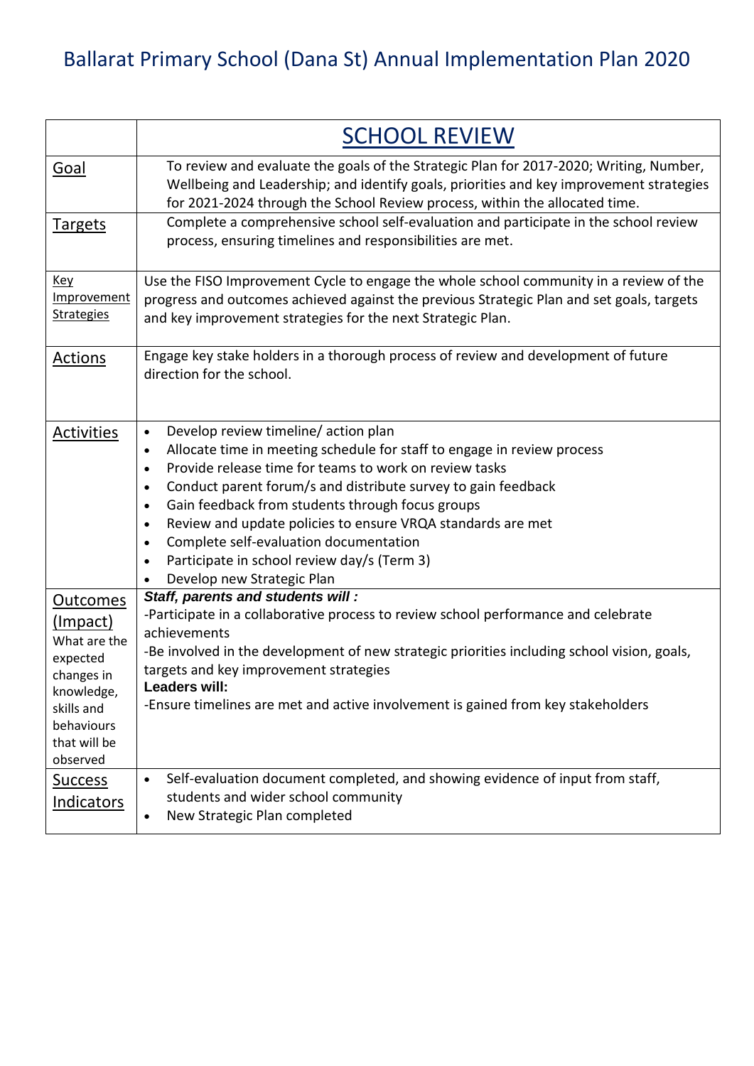# Ballarat Primary School (Dana St) Annual Implementation Plan 2020

| | SCHOOL REVIEW |
|---|---|
| Goal | To review and evaluate the goals of the Strategic Plan for 2017-2020; Writing, Number, Wellbeing and Leadership; and identify goals, priorities and key improvement strategies for 2021-2024 through the School Review process, within the allocated time. |
| Targets | Complete a comprehensive school self-evaluation and participate in the school review process, ensuring timelines and responsibilities are met. |
| Key Improvement Strategies | Use the FISO Improvement Cycle to engage the whole school community in a review of the progress and outcomes achieved against the previous Strategic Plan and set goals, targets and key improvement strategies for the next Strategic Plan. |
| Actions | Engage key stake holders in a thorough process of review and development of future direction for the school. |
| Activities | • Develop review timeline/ action plan<br>• Allocate time in meeting schedule for staff to engage in review process<br>• Provide release time for teams to work on review tasks<br>• Conduct parent forum/s and distribute survey to gain feedback<br>• Gain feedback from students through focus groups<br>• Review and update policies to ensure VRQA standards are met<br>• Complete self-evaluation documentation<br>• Participate in school review day/s (Term 3)<br>• Develop new Strategic Plan |
| Outcomes (Impact)<br>What are the expected changes in knowledge, skills and behaviours that will be observed | ***Staff, parents and students will :***<br>-Participate in a collaborative process to review school performance and celebrate achievements<br>-Be involved in the development of new strategic priorities including school vision, goals, targets and key improvement strategies<br>**Leaders will:**<br>-Ensure timelines are met and active involvement is gained from key stakeholders |
| Success Indicators | • Self-evaluation document completed, and showing evidence of input from staff, students and wider school community<br>• New Strategic Plan completed |